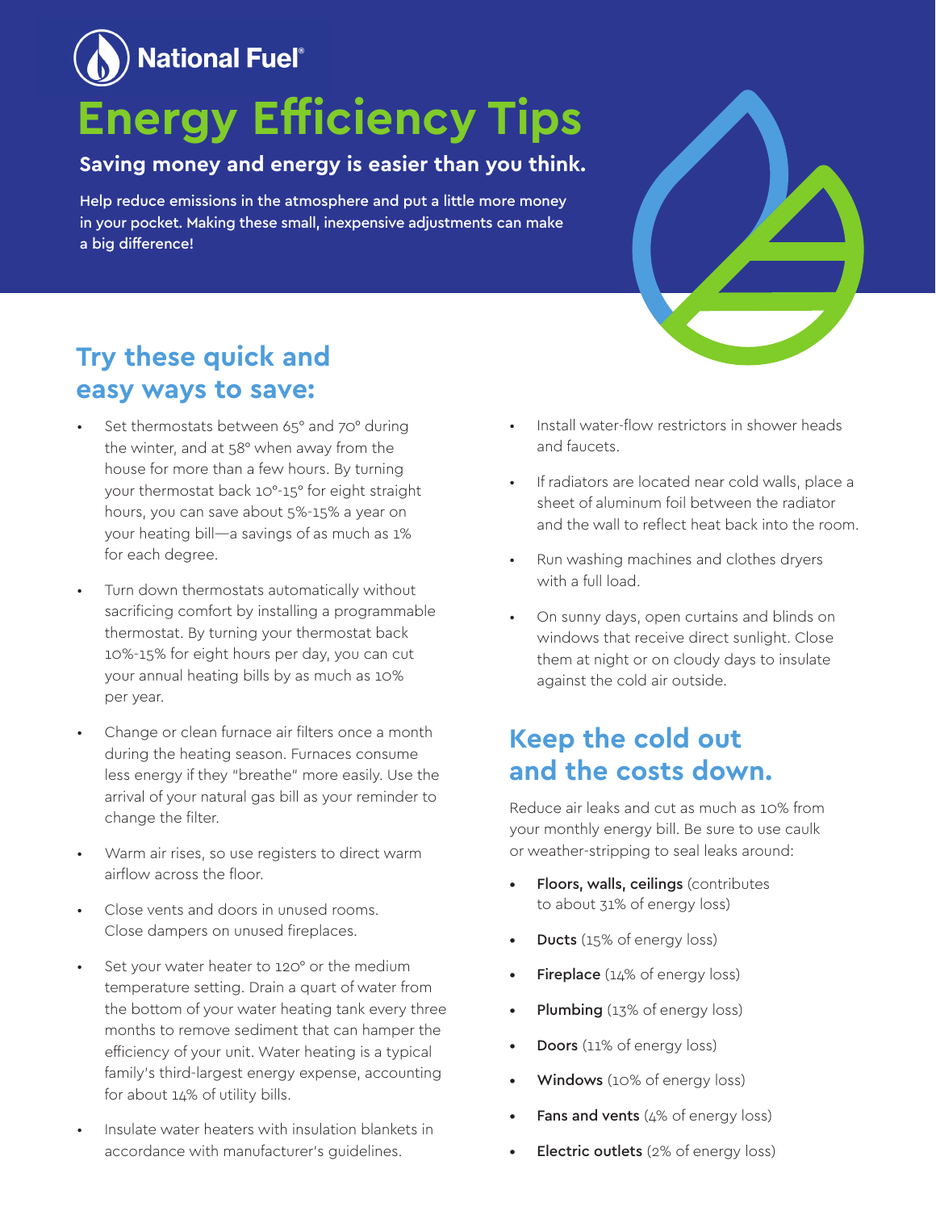National Fuel®

# Energy Efficiency Tips

**Saving money and energy is easier than you think.**

Help reduce emissions in the atmosphere and put a little more money in your pocket. Making these small, inexpensive adjustments can make a big difference!

## Try these quick and easy ways to save:

- Set thermostats between 65° and 70° during the winter, and at 58° when away from the house for more than a few hours. By turning your thermostat back 10°-15° for eight straight hours, you can save about 5%-15% a year on your heating bill—a savings of as much as 1% for each degree.
- Turn down thermostats automatically without sacrificing comfort by installing a programmable thermostat. By turning your thermostat back 10%-15% for eight hours per day, you can cut your annual heating bills by as much as 10% per year.
- Change or clean furnace air filters once a month during the heating season. Furnaces consume less energy if they "breathe" more easily. Use the arrival of your natural gas bill as your reminder to change the filter.
- Warm air rises, so use registers to direct warm airflow across the floor.
- Close vents and doors in unused rooms. Close dampers on unused fireplaces.
- Set your water heater to 120° or the medium temperature setting. Drain a quart of water from the bottom of your water heating tank every three months to remove sediment that can hamper the efficiency of your unit. Water heating is a typical family's third-largest energy expense, accounting for about 14% of utility bills.
- Insulate water heaters with insulation blankets in accordance with manufacturer's guidelines.
- Install water-flow restrictors in shower heads and faucets.
- If radiators are located near cold walls, place a sheet of aluminum foil between the radiator and the wall to reflect heat back into the room.
- Run washing machines and clothes dryers with a full load.
- On sunny days, open curtains and blinds on windows that receive direct sunlight. Close them at night or on cloudy days to insulate against the cold air outside.

## Keep the cold out and the costs down.

Reduce air leaks and cut as much as 10% from your monthly energy bill. Be sure to use caulk or weather-stripping to seal leaks around:

- **Floors, walls, ceilings** (contributes to about 31% of energy loss)
- **Ducts** (15% of energy loss)
- **Fireplace** (14% of energy loss)
- **Plumbing** (13% of energy loss)
- **Doors** (11% of energy loss)
- **Windows** (10% of energy loss)
- **Fans and vents** (4% of energy loss)
- **Electric outlets** (2% of energy loss)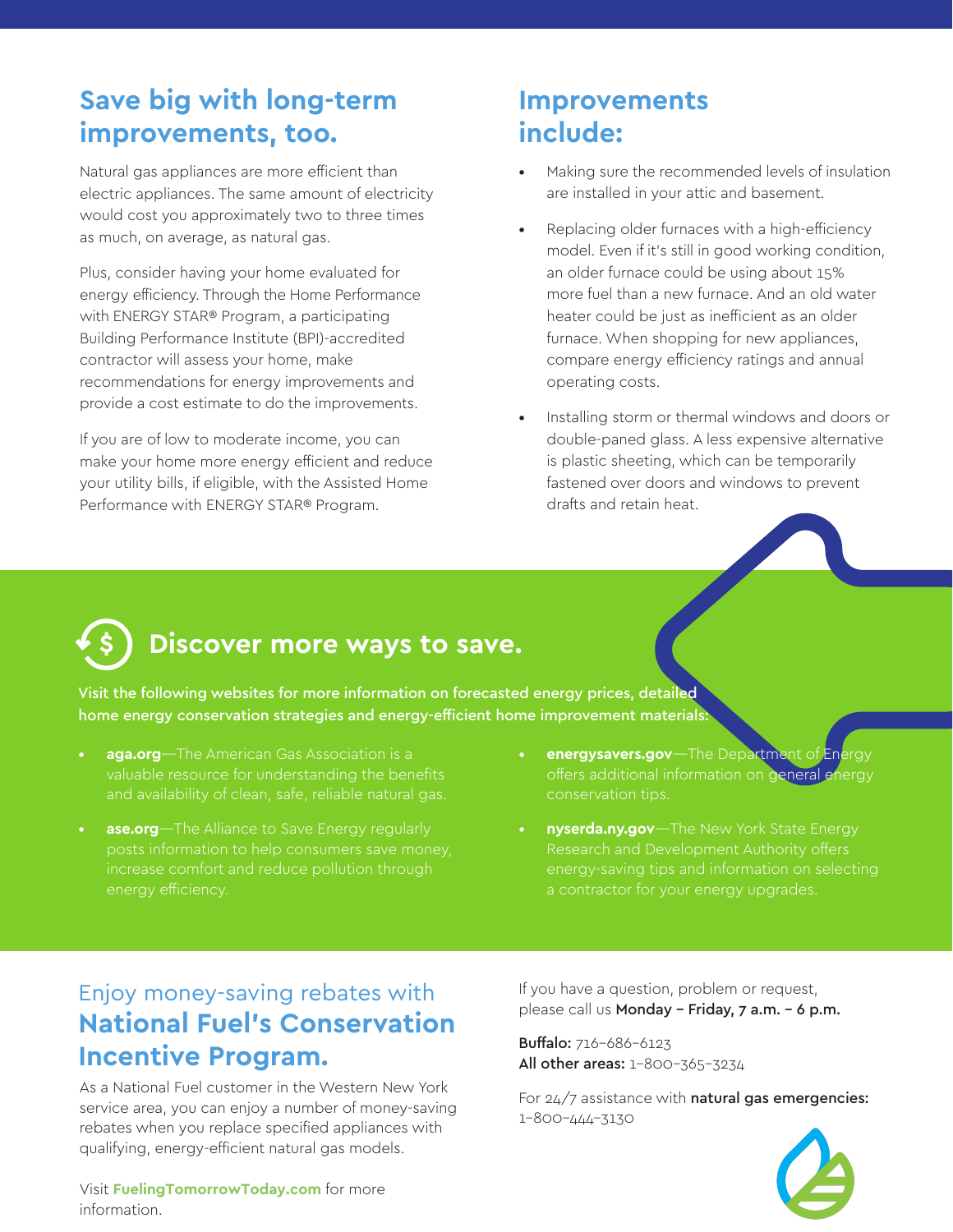## Save big with long-term improvements, too.

Natural gas appliances are more efficient than electric appliances. The same amount of electricity would cost you approximately two to three times as much, on average, as natural gas.

Plus, consider having your home evaluated for energy efficiency. Through the Home Performance with ENERGY STAR® Program, a participating Building Performance Institute (BPI)-accredited contractor will assess your home, make recommendations for energy improvements and provide a cost estimate to do the improvements.

If you are of low to moderate income, you can make your home more energy efficient and reduce your utility bills, if eligible, with the Assisted Home Performance with ENERGY STAR® Program.

## Improvements include:

- Making sure the recommended levels of insulation are installed in your attic and basement.
- Replacing older furnaces with a high-efficiency model. Even if it's still in good working condition, an older furnace could be using about 15% more fuel than a new furnace. And an old water heater could be just as inefficient as an older furnace. When shopping for new appliances, compare energy efficiency ratings and annual operating costs.
- Installing storm or thermal windows and doors or double-paned glass. A less expensive alternative is plastic sheeting, which can be temporarily fastened over doors and windows to prevent drafts and retain heat.

## Discover more ways to save.

**Visit the following websites for more information on forecasted energy prices, detailed home energy conservation strategies and energy-efficient home improvement materials:**

- **aga.org**—The American Gas Association is a valuable resource for understanding the benefits and availability of clean, safe, reliable natural gas.
- **ase.org**—The Alliance to Save Energy regularly posts information to help consumers save money, increase comfort and reduce pollution through energy efficiency.
- **energysavers.gov**—The Department of Energy offers additional information on general energy conservation tips.
- **nyserda.ny.gov**—The New York State Energy Research and Development Authority offers energy-saving tips and information on selecting a contractor for your energy upgrades.

## Enjoy money-saving rebates with **National Fuel's Conservation Incentive Program.**

As a National Fuel customer in the Western New York service area, you can enjoy a number of money-saving rebates when you replace specified appliances with qualifying, energy-efficient natural gas models.

Visit **FuelingTomorrowToday.com** for more information.

If you have a question, problem or request, please call us **Monday – Friday, 7 a.m. – 6 p.m.**

**Buffalo:** 716-686-6123
**All other areas:** 1-800-365-3234

For 24/7 assistance with **natural gas emergencies:** 1-800-444-3130